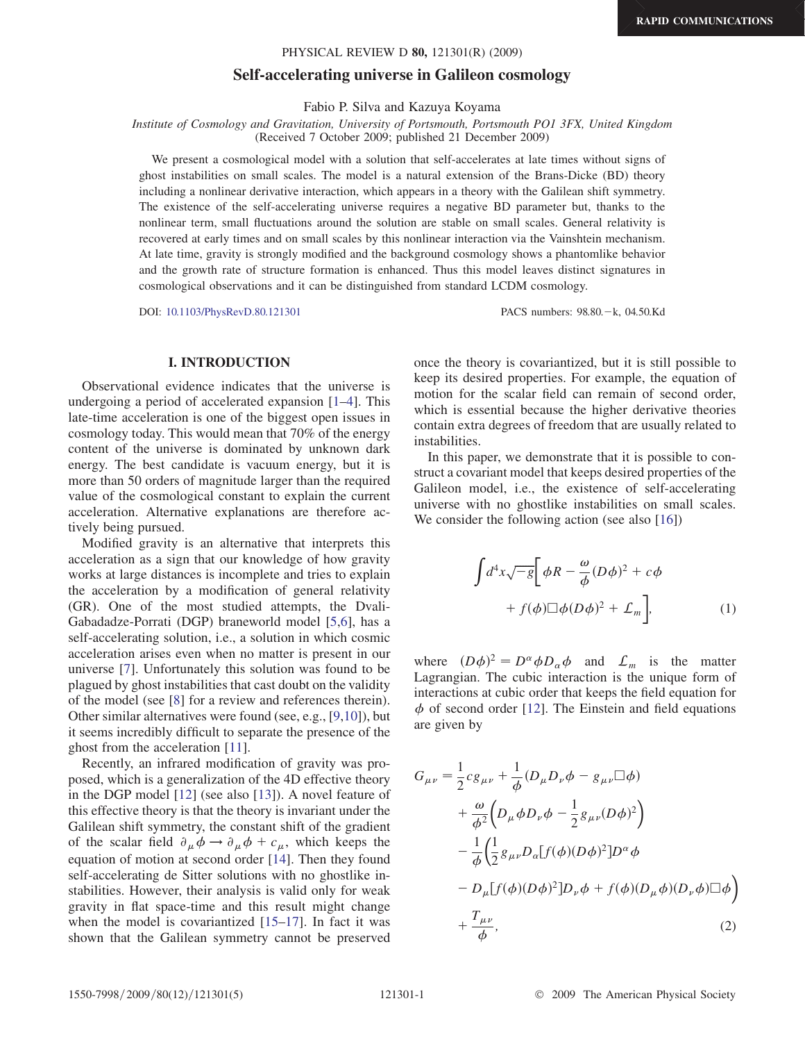# Self-accelerating universe in Galileon cosmology

Fabio P. Silva and Kazuya Koyama

*Institute of Cosmology and Gravitation, University of Portsmouth, Portsmouth PO1 3FX, United Kingdom*
(Received 7 October 2009; published 21 December 2009)

We present a cosmological model with a solution that self-accelerates at late times without signs of ghost instabilities on small scales. The model is a natural extension of the Brans-Dicke (BD) theory including a nonlinear derivative interaction, which appears in a theory with the Galilean shift symmetry. The existence of the self-accelerating universe requires a negative BD parameter but, thanks to the nonlinear term, small fluctuations around the solution are stable on small scales. General relativity is recovered at early times and on small scales by this nonlinear interaction via the Vainshtein mechanism. At late time, gravity is strongly modified and the background cosmology shows a phantomlike behavior and the growth rate of structure formation is enhanced. Thus this model leaves distinct signatures in cosmological observations and it can be distinguished from standard LCDM cosmology.

DOI: 10.1103/PhysRevD.80.121301    PACS numbers: 98.80.−k, 04.50.Kd

## I. INTRODUCTION

Observational evidence indicates that the universe is undergoing a period of accelerated expansion [1–4]. This late-time acceleration is one of the biggest open issues in cosmology today. This would mean that 70% of the energy content of the universe is dominated by unknown dark energy. The best candidate is vacuum energy, but it is more than 50 orders of magnitude larger than the required value of the cosmological constant to explain the current acceleration. Alternative explanations are therefore actively being pursued.

Modified gravity is an alternative that interprets this acceleration as a sign that our knowledge of how gravity works at large distances is incomplete and tries to explain the acceleration by a modification of general relativity (GR). One of the most studied attempts, the Dvali-Gabadadze-Porrati (DGP) braneworld model [5,6], has a self-accelerating solution, i.e., a solution in which cosmic acceleration arises even when no matter is present in our universe [7]. Unfortunately this solution was found to be plagued by ghost instabilities that cast doubt on the viability of the model (see [8] for a review and references therein). Other similar alternatives were found (see, e.g., [9,10]), but it seems incredibly difficult to separate the presence of the ghost from the acceleration [11].

Recently, an infrared modification of gravity was proposed, which is a generalization of the 4D effective theory in the DGP model [12] (see also [13]). A novel feature of this effective theory is that the theory is invariant under the Galilean shift symmetry, the constant shift of the gradient of the scalar field $\partial_\mu \phi \to \partial_\mu \phi + c_\mu$, which keeps the equation of motion at second order [14]. Then they found self-accelerating de Sitter solutions with no ghostlike instabilities. However, their analysis is valid only for weak gravity in flat space-time and this result might change when the model is covariantized [15–17]. In fact it was shown that the Galilean symmetry cannot be preserved once the theory is covariantized, but it is still possible to keep its desired properties. For example, the equation of motion for the scalar field can remain of second order, which is essential because the higher derivative theories contain extra degrees of freedom that are usually related to instabilities.

In this paper, we demonstrate that it is possible to construct a covariant model that keeps desired properties of the Galileon model, i.e., the existence of self-accelerating universe with no ghostlike instabilities on small scales. We consider the following action (see also [16])

$$\int d^4x\sqrt{-g}\Big[\phi R - \frac{\omega}{\phi}(D\phi)^2 + c\phi + f(\phi)\Box\phi(D\phi)^2 + \mathcal{L}_m\Big], \tag{1}$$

where $(D\phi)^2 = D^\alpha\phi D_\alpha\phi$ and $\mathcal{L}_m$ is the matter Lagrangian. The cubic interaction is the unique form of interactions at cubic order that keeps the field equation for $\phi$ of second order [12]. The Einstein and field equations are given by

$$\begin{aligned}
G_{\mu\nu} = {}& \frac{1}{2}cg_{\mu\nu} + \frac{1}{\phi}(D_\mu D_\nu\phi - g_{\mu\nu}\Box\phi) \\
& + \frac{\omega}{\phi^2}\Big(D_\mu\phi D_\nu\phi - \frac{1}{2}g_{\mu\nu}(D\phi)^2\Big) \\
& - \frac{1}{\phi}\Big(\frac{1}{2}g_{\mu\nu}D_\alpha[f(\phi)(D\phi)^2]D^\alpha\phi \\
& - D_\mu[f(\phi)(D\phi)^2]D_\nu\phi + f(\phi)(D_\mu\phi)(D_\nu\phi)\Box\phi\Big) \\
& + \frac{T_{\mu\nu}}{\phi},
\end{aligned} \tag{2}$$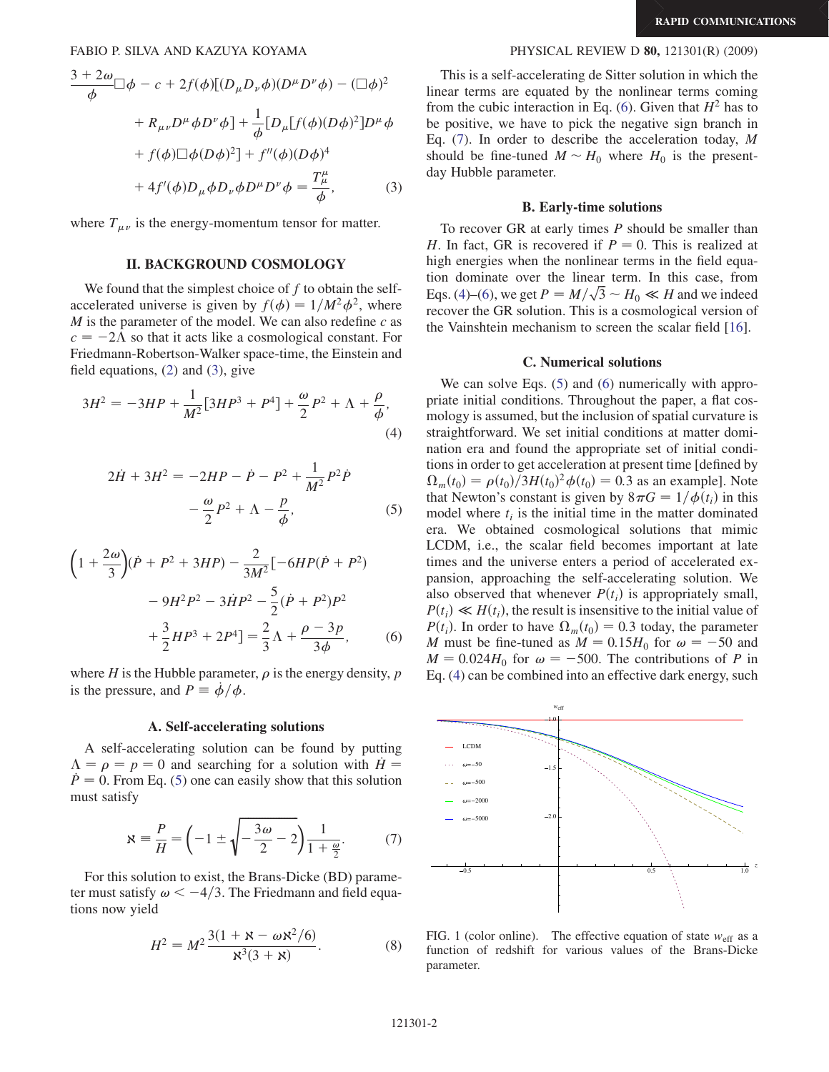$$\frac{3+2\omega}{\phi}\Box\phi - c + 2f(\phi)[(D_\mu D_\nu\phi)(D^\mu D^\nu\phi) - (\Box\phi)^2 + R_{\mu\nu}D^\mu\phi D^\nu\phi] + \frac{1}{\phi}[D_\mu[f(\phi)(D\phi)^2]D^\mu\phi + f(\phi)\Box\phi(D\phi)^2] + f''(\phi)(D\phi)^4 + 4f'(\phi)D_\mu\phi D_\nu\phi D^\mu D^\nu\phi = \frac{T^\mu_\mu}{\phi}, \tag{3}$$

where $T_{\mu\nu}$ is the energy-momentum tensor for matter.

## II. BACKGROUND COSMOLOGY

We found that the simplest choice of $f$ to obtain the self-accelerated universe is given by $f(\phi) = 1/M^2\phi^2$, where $M$ is the parameter of the model. We can also redefine $c$ as $c = -2\Lambda$ so that it acts like a cosmological constant. For Friedmann-Robertson-Walker space-time, the Einstein and field equations, (2) and (3), give

$$3H^2 = -3HP + \frac{1}{M^2}[3HP^3 + P^4] + \frac{\omega}{2}P^2 + \Lambda + \frac{\rho}{\phi}, \tag{4}$$

$$2\dot{H} + 3H^2 = -2HP - \dot{P} - P^2 + \frac{1}{M^2}P^2\dot{P} - \frac{\omega}{2}P^2 + \Lambda - \frac{p}{\phi}, \tag{5}$$

$$\left(1+\frac{2\omega}{3}\right)(\dot{P} + P^2 + 3HP) - \frac{2}{3M^2}\Big[-6HP(\dot{P}+P^2) - 9H^2P^2 - 3\dot{H}P^2 - \frac{5}{2}(\dot{P}+P^2)P^2 + \frac{3}{2}HP^3 + 2P^4\Big] = \frac{2}{3}\Lambda + \frac{\rho - 3p}{3\phi}, \tag{6}$$

where $H$ is the Hubble parameter, $\rho$ is the energy density, $p$ is the pressure, and $P \equiv \dot{\phi}/\phi$.

### A. Self-accelerating solutions

A self-accelerating solution can be found by putting $\Lambda = \rho = p = 0$ and searching for a solution with $\dot{H} = \dot{P} = 0$. From Eq. (5) one can easily show that this solution must satisfy

$$\aleph \equiv \frac{P}{H} = \left(-1 \pm \sqrt{-\frac{3\omega}{2} - 2}\right)\frac{1}{1+\frac{\omega}{2}}. \tag{7}$$

For this solution to exist, the Brans-Dicke (BD) parameter must satisfy $\omega < -4/3$. The Friedmann and field equations now yield

$$H^2 = M^2\frac{3(1+\aleph-\omega\aleph^2/6)}{\aleph^3(3+\aleph)}. \tag{8}$$

This is a self-accelerating de Sitter solution in which the linear terms are equated by the nonlinear terms coming from the cubic interaction in Eq. (6). Given that $H^2$ has to be positive, we have to pick the negative sign branch in Eq. (7). In order to describe the acceleration today, $M$ should be fine-tuned $M \sim H_0$ where $H_0$ is the present-day Hubble parameter.

### B. Early-time solutions

To recover GR at early times $P$ should be smaller than $H$. In fact, GR is recovered if $P = 0$. This is realized at high energies when the nonlinear terms in the field equation dominate over the linear term. In this case, from Eqs. (4)–(6), we get $P = M/\sqrt{3} \sim H_0 \ll H$ and we indeed recover the GR solution. This is a cosmological version of the Vainshtein mechanism to screen the scalar field [16].

### C. Numerical solutions

We can solve Eqs. (5) and (6) numerically with appropriate initial conditions. Throughout the paper, a flat cosmology is assumed, but the inclusion of spatial curvature is straightforward. We set initial conditions at matter domination era and found the appropriate set of initial conditions in order to get acceleration at present time [defined by $\Omega_m(t_0) = \rho(t_0)/3H(t_0)^2\phi(t_0) = 0.3$ as an example]. Note that Newton's constant is given by $8\pi G = 1/\phi(t_i)$ in this model where $t_i$ is the initial time in the matter dominated era. We obtained cosmological solutions that mimic LCDM, i.e., the scalar field becomes important at late times and the universe enters a period of accelerated expansion, approaching the self-accelerating solution. We also observed that whenever $P(t_i)$ is appropriately small, $P(t_i) \ll H(t_i)$, the result is insensitive to the initial value of $P(t_i)$. In order to have $\Omega_m(t_0) = 0.3$ today, the parameter $M$ must be fine-tuned as $M = 0.15H_0$ for $\omega = -50$ and $M = 0.024H_0$ for $\omega = -500$. The contributions of $P$ in Eq. (4) can be combined into an effective dark energy, such

FIG. 1 (color online). The effective equation of state $w_{\rm eff}$ as a function of redshift for various values of the Brans-Dicke parameter.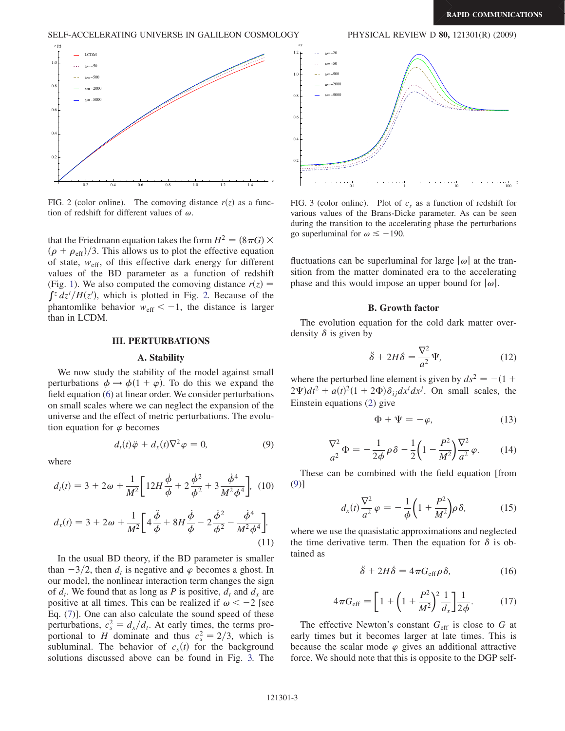FIG. 2 (color online). The comoving distance $r(z)$ as a function of redshift for different values of $\omega$.

FIG. 3 (color online). Plot of $c_s$ as a function of redshift for various values of the Brans-Dicke parameter. As can be seen during the transition to the accelerating phase the perturbations go superluminal for $\omega \lesssim -190$.

that the Friedmann equation takes the form $H^2 = (8\pi G) \times (\rho + \rho_{\rm eff})/3$. This allows us to plot the effective equation of state, $w_{\rm eff}$, of this effective dark energy for different values of the BD parameter as a function of redshift (Fig. 1). We also computed the comoving distance $r(z) = \int^z dz'/H(z')$, which is plotted in Fig. 2. Because of the phantomlike behavior $w_{\rm eff} < -1$, the distance is larger than in LCDM.

## III. PERTURBATIONS

### A. Stability

We now study the stability of the model against small perturbations $\phi \to \phi(1 + \varphi)$. To do this we expand the field equation (6) at linear order. We consider perturbations on small scales where we can neglect the expansion of the universe and the effect of metric perturbations. The evolution equation for $\varphi$ becomes

$$d_t(t)\ddot{\varphi} + d_x(t)\nabla^2\varphi = 0, \tag{9}$$

where

$$d_t(t) = 3 + 2\omega + \frac{1}{M^2}\left[12H\frac{\dot{\phi}}{\phi} + 2\frac{\dot{\phi}^2}{\phi^2} + 3\frac{\dot{\phi}^4}{M^2\phi^4}\right], \tag{10}$$

$$d_x(t) = 3 + 2\omega + \frac{1}{M^2}\left[4\frac{\ddot{\phi}}{\phi} + 8H\frac{\dot{\phi}}{\phi} - 2\frac{\dot{\phi}^2}{\phi^2} - \frac{\dot{\phi}^4}{M^2\phi^4}\right]. \tag{11}$$

In the usual BD theory, if the BD parameter is smaller than $-3/2$, then $d_t$ is negative and $\varphi$ becomes a ghost. In our model, the nonlinear interaction term changes the sign of $d_t$. We found that as long as $P$ is positive, $d_t$ and $d_x$ are positive at all times. This can be realized if $\omega < -2$ [see Eq. (7)]. One can also calculate the sound speed of these perturbations, $c_s^2 = d_x/d_t$. At early times, the terms proportional to $H$ dominate and thus $c_s^2 = 2/3$, which is subluminal. The behavior of $c_s(t)$ for the background solutions discussed above can be found in Fig. 3. The fluctuations can be superluminal for large $|\omega|$ at the transition from the matter dominated era to the accelerating phase and this would impose an upper bound for $|\omega|$.

### B. Growth factor

The evolution equation for the cold dark matter overdensity $\delta$ is given by

$$\ddot{\delta} + 2H\dot{\delta} = \frac{\nabla^2}{a^2}\Psi, \tag{12}$$

where the perturbed line element is given by $ds^2 = -(1 + 2\Psi)dt^2 + a(t)^2(1 + 2\Phi)\delta_{ij}dx^i dx^j$. On small scales, the Einstein equations (2) give

$$\Phi + \Psi = -\varphi, \tag{13}$$

$$\frac{\nabla^2}{a^2}\Phi = -\frac{1}{2\phi}\rho\delta - \frac{1}{2}\left(1 - \frac{P^2}{M^2}\right)\frac{\nabla^2}{a^2}\varphi. \tag{14}$$

These can be combined with the field equation [from (9)]

$$d_x(t)\frac{\nabla^2}{a^2}\varphi = -\frac{1}{\phi}\left(1 + \frac{P^2}{M^2}\right)\rho\delta, \tag{15}$$

where we use the quasistatic approximations and neglected the time derivative term. Then the equation for $\delta$ is obtained as

$$\ddot{\delta} + 2H\dot{\delta} = 4\pi G_{\rm eff}\rho\delta, \tag{16}$$

$$4\pi G_{\rm eff} = \left[1 + \left(1 + \frac{P^2}{M^2}\right)^2\frac{1}{d_x}\right]\frac{1}{2\phi}. \tag{17}$$

The effective Newton's constant $G_{\rm eff}$ is close to $G$ at early times but it becomes larger at late times. This is because the scalar mode $\varphi$ gives an additional attractive force. We should note that this is opposite to the DGP self-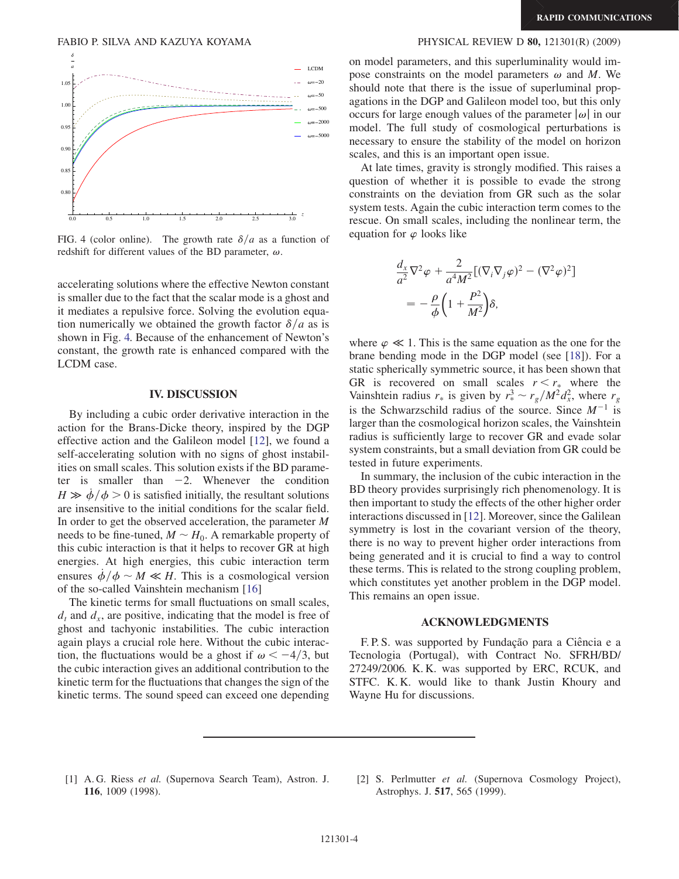FIG. 4 (color online). The growth rate $\delta/a$ as a function of redshift for different values of the BD parameter, $\omega$.

accelerating solutions where the effective Newton constant is smaller due to the fact that the scalar mode is a ghost and it mediates a repulsive force. Solving the evolution equation numerically we obtained the growth factor $\delta/a$ as is shown in Fig. 4. Because of the enhancement of Newton's constant, the growth rate is enhanced compared with the LCDM case.

## IV. DISCUSSION

By including a cubic order derivative interaction in the action for the Brans-Dicke theory, inspired by the DGP effective action and the Galileon model [12], we found a self-accelerating solution with no signs of ghost instabilities on small scales. This solution exists if the BD parameter is smaller than $-2$. Whenever the condition $H \gg \dot{\phi}/\phi > 0$ is satisfied initially, the resultant solutions are insensitive to the initial conditions for the scalar field. In order to get the observed acceleration, the parameter $M$ needs to be fine-tuned, $M \sim H_0$. A remarkable property of this cubic interaction is that it helps to recover GR at high energies. At high energies, this cubic interaction term ensures $\dot{\phi}/\phi \sim M \ll H$. This is a cosmological version of the so-called Vainshtein mechanism [16]

The kinetic terms for small fluctuations on small scales, $d_t$ and $d_x$, are positive, indicating that the model is free of ghost and tachyonic instabilities. The cubic interaction again plays a crucial role here. Without the cubic interaction, the fluctuations would be a ghost if $\omega < -4/3$, but the cubic interaction gives an additional contribution to the kinetic term for the fluctuations that changes the sign of the kinetic terms. The sound speed can exceed one depending on model parameters, and this superluminality would impose constraints on the model parameters $\omega$ and $M$. We should note that there is the issue of superluminal propagations in the DGP and Galileon model too, but this only occurs for large enough values of the parameter $|\omega|$ in our model. The full study of cosmological perturbations is necessary to ensure the stability of the model on horizon scales, and this is an important open issue.

At late times, gravity is strongly modified. This raises a question of whether it is possible to evade the strong constraints on the deviation from GR such as the solar system tests. Again the cubic interaction term comes to the rescue. On small scales, including the nonlinear term, the equation for $\varphi$ looks like

$$\frac{d_x}{a^2}\nabla^2\varphi + \frac{2}{a^4M^2}[(\nabla_i\nabla_j\varphi)^2 - (\nabla^2\varphi)^2] = -\frac{\rho}{\phi}\left(1 + \frac{P^2}{M^2}\right)\delta,$$

where $\varphi \ll 1$. This is the same equation as the one for the brane bending mode in the DGP model (see [18]). For a static spherically symmetric source, it has been shown that GR is recovered on small scales $r < r_*$ where the Vainshtein radius $r_*$ is given by $r_*^3 \sim r_g/M^2 d_x^2$, where $r_g$ is the Schwarzschild radius of the source. Since $M^{-1}$ is larger than the cosmological horizon scales, the Vainshtein radius is sufficiently large to recover GR and evade solar system constraints, but a small deviation from GR could be tested in future experiments.

In summary, the inclusion of the cubic interaction in the BD theory provides surprisingly rich phenomenology. It is then important to study the effects of the other higher order interactions discussed in [12]. Moreover, since the Galilean symmetry is lost in the covariant version of the theory, there is no way to prevent higher order interactions from being generated and it is crucial to find a way to control these terms. This is related to the strong coupling problem, which constitutes yet another problem in the DGP model. This remains an open issue.

## ACKNOWLEDGMENTS

F. P. S. was supported by Fundação para a Ciência e a Tecnologia (Portugal), with Contract No. SFRH/BD/27249/2006. K. K. was supported by ERC, RCUK, and STFC. K. K. would like to thank Justin Khoury and Wayne Hu for discussions.

---

[1] A. G. Riess *et al.* (Supernova Search Team), Astron. J. **116**, 1009 (1998).

[2] S. Perlmutter *et al.* (Supernova Cosmology Project), Astrophys. J. **517**, 565 (1999).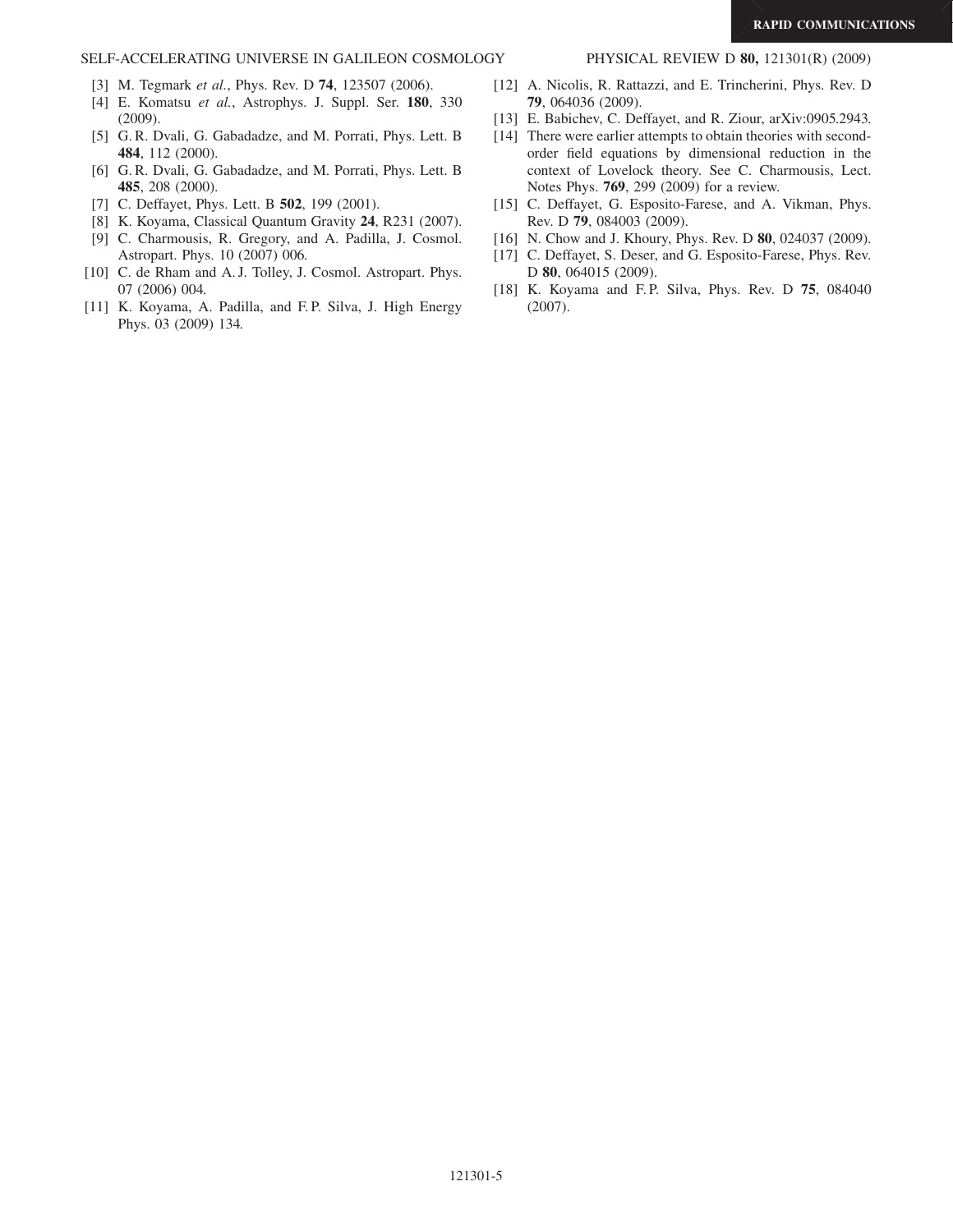[3] M. Tegmark *et al.*, Phys. Rev. D **74**, 123507 (2006).

[4] E. Komatsu *et al.*, Astrophys. J. Suppl. Ser. **180**, 330 (2009).

[5] G. R. Dvali, G. Gabadadze, and M. Porrati, Phys. Lett. B **484**, 112 (2000).

[6] G. R. Dvali, G. Gabadadze, and M. Porrati, Phys. Lett. B **485**, 208 (2000).

[7] C. Deffayet, Phys. Lett. B **502**, 199 (2001).

[8] K. Koyama, Classical Quantum Gravity **24**, R231 (2007).

[9] C. Charmousis, R. Gregory, and A. Padilla, J. Cosmol. Astropart. Phys. 10 (2007) 006.

[10] C. de Rham and A. J. Tolley, J. Cosmol. Astropart. Phys. 07 (2006) 004.

[11] K. Koyama, A. Padilla, and F. P. Silva, J. High Energy Phys. 03 (2009) 134.

[12] A. Nicolis, R. Rattazzi, and E. Trincherini, Phys. Rev. D **79**, 064036 (2009).

[13] E. Babichev, C. Deffayet, and R. Ziour, arXiv:0905.2943.

[14] There were earlier attempts to obtain theories with second-order field equations by dimensional reduction in the context of Lovelock theory. See C. Charmousis, Lect. Notes Phys. **769**, 299 (2009) for a review.

[15] C. Deffayet, G. Esposito-Farese, and A. Vikman, Phys. Rev. D **79**, 084003 (2009).

[16] N. Chow and J. Khoury, Phys. Rev. D **80**, 024037 (2009).

[17] C. Deffayet, S. Deser, and G. Esposito-Farese, Phys. Rev. D **80**, 064015 (2009).

[18] K. Koyama and F. P. Silva, Phys. Rev. D **75**, 084040 (2007).